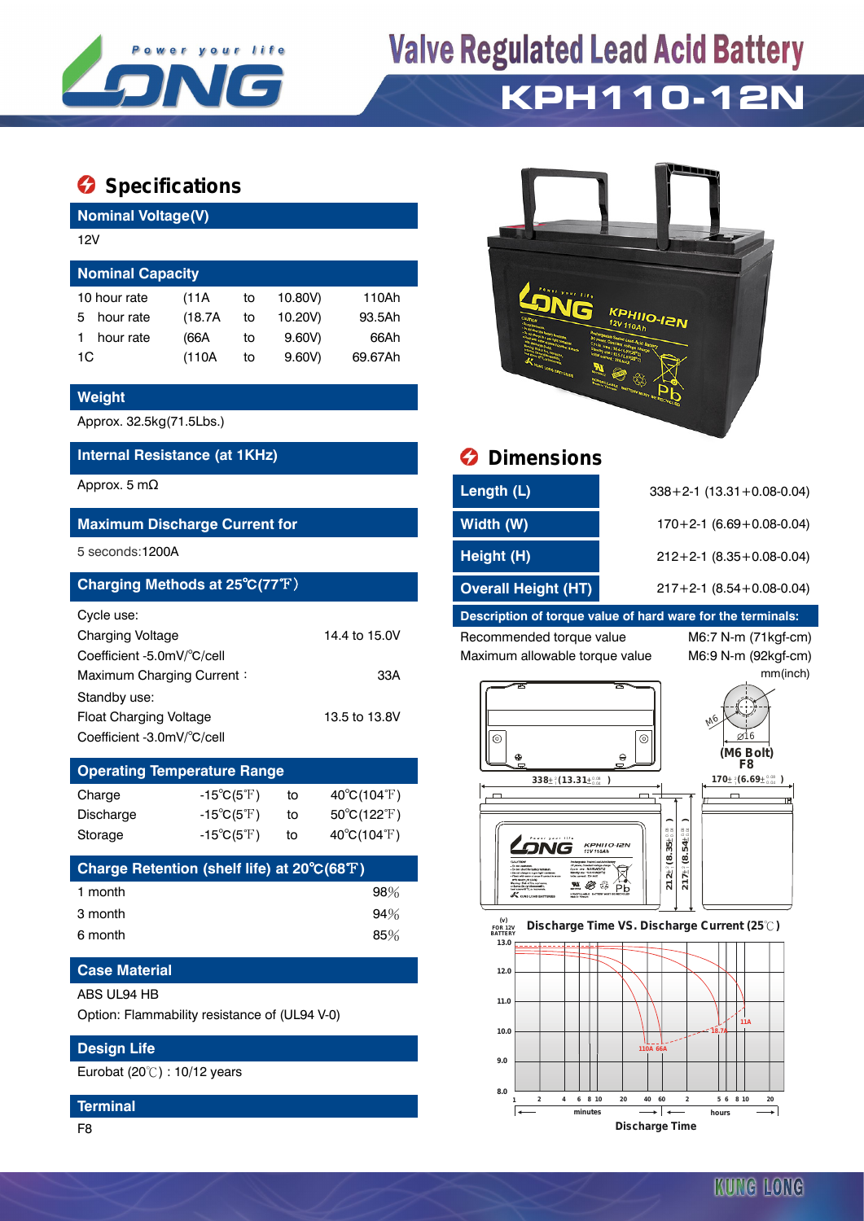# Valve Regulated Lead Acid Battery

# KPH110-12N

## Specifications

### Nominal Voltage(V)

12V

### Nominal Capacity

| | | | | |
|---|---|---|---|---|
| 10 hour rate | (11A | to | 10.80V) | 110Ah |
| 5 hour rate | (18.7A | to | 10.20V) | 93.5Ah |
| 1 hour rate | (66A | to | 9.60V) | 66Ah |
| 1C | (110A | to | 9.60V) | 69.67Ah |

### Weight

Approx. 32.5kg(71.5Lbs.)

### Internal Resistance (at 1KHz)

Approx. 5 mΩ

### Maximum Discharge Current for

5 seconds:1200A

### Charging Methods at 25℃(77℉)

Cycle use:

| | |
|---|---|
| Charging Voltage | 14.4 to 15.0V |
| Coefficient -5.0mV/℃/cell | |
| Maximum Charging Current： | 33A |

Standby use:

| | |
|---|---|
| Float Charging Voltage | 13.5 to 13.8V |
| Coefficient -3.0mV/℃/cell | |

### Operating Temperature Range

| | | | |
|---|---|---|---|
| Charge | -15℃(5℉) | to | 40℃(104℉) |
| Discharge | -15℃(5℉) | to | 50℃(122℉) |
| Storage | -15℃(5℉) | to | 40℃(104℉) |

### Charge Retention (shelf life) at 20℃(68℉)

| | |
|---|---|
| 1 month | 98% |
| 3 month | 94% |
| 6 month | 85% |

### Case Material

ABS UL94 HB

Option: Flammability resistance of (UL94 V-0)

### Design Life

Eurobat (20℃) : 10/12 years

### Terminal

F8

## Dimensions

| | |
|---|---|
| Length (L) | 338+2-1 (13.31+0.08-0.04) |
| Width (W) | 170+2-1 (6.69+0.08-0.04) |
| Height (H) | 212+2-1 (8.35+0.08-0.04) |
| Overall Height (HT) | 217+2-1 (8.54+0.08-0.04) |

### Description of torque value of hard ware for the terminals:

| | |
|---|---|
| Recommended torque value | M6:7 N-m (71kgf-cm) |
| Maximum allowable torque value | M6:9 N-m (92kgf-cm) |

mm(inch)

(M6 Bolt) F8

Discharge Time VS. Discharge Current (25℃)

Discharge Time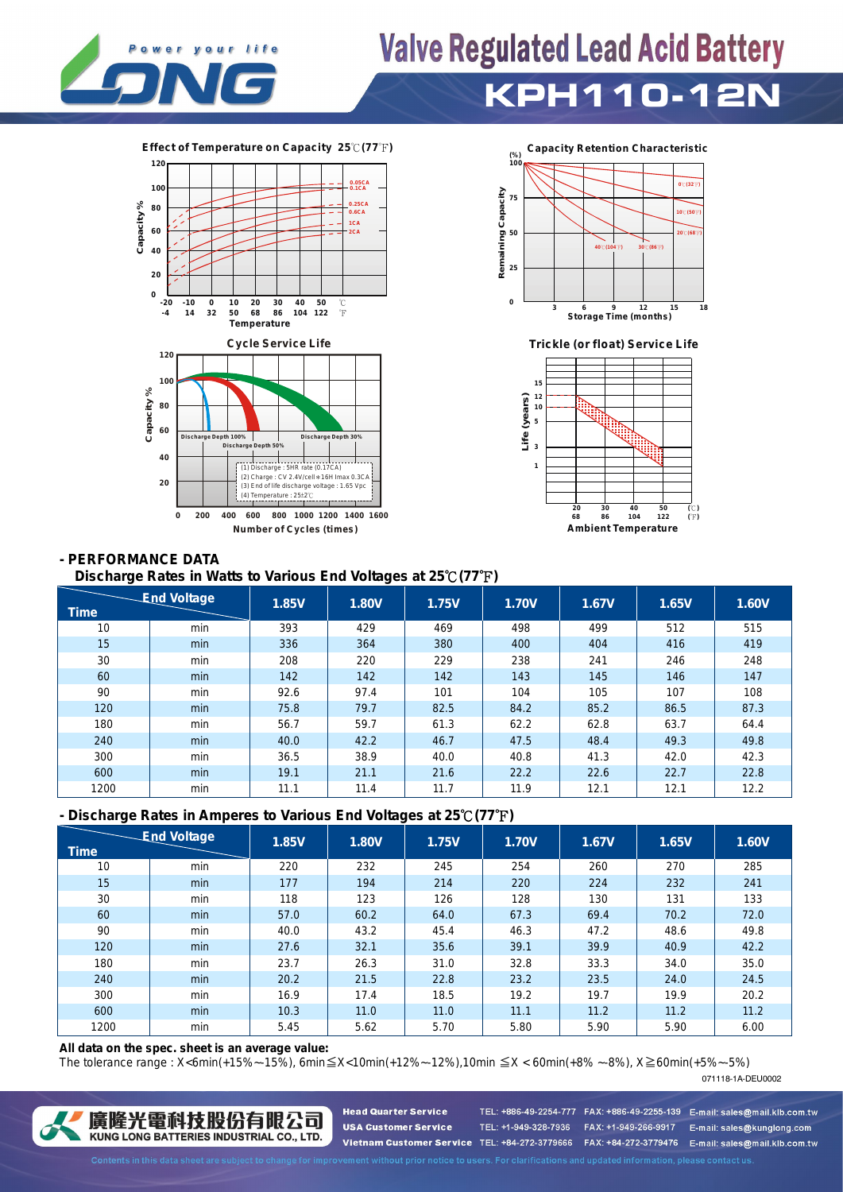Power your life

LONG

# Valve Regulated Lead Acid Battery

## KPH110-12N

Effect of Temperature on Capacity 25℃(77℉)

120
100
80
60
40
20
0

Capacity %

0.05CA
0.1CA
0.25CA
0.6CA
1CA
2CA

-20 -10 0 10 20 30 40 50 ℃
-4 14 32 50 68 86 104 122 ℉

Temperature

Capacity Retention Characteristic

(%)
100
75
50
25
0

Remaining Capacity

0℃(32℉)
10℃(50℉)
20℃(68℉)
40℃(104℉)
30℃(86℉)

3 6 9 12 15 18

Storage Time (months)

Cycle Service Life

120
100
80
60
40
20

Capacity %

Discharge Depth 100%
Discharge Depth 50%
Discharge Depth 30%

(1) Discharge : 5HR rate (0.17CA)
(2) Charge : CV 2.4V/cell×16H Imax 0.3CA
(3) End of life discharge voltage : 1.65 Vpc
(4) Temperature : 25±2℃

0 200 400 600 800 1000 1200 1400 1600

Number of Cycles (times)

Trickle (or float) Service Life

15
12
10
5
3
1

Life (years)

20 30 40 50 (℃)
68 86 104 122 (℉)

Ambient Temperature

## - PERFORMANCE DATA

### Discharge Rates in Watts to Various End Voltages at 25℃(77℉)

| Time | | 1.85V | 1.80V | 1.75V | 1.70V | 1.67V | 1.65V | 1.60V |
|---|---|---|---|---|---|---|---|---|
| 10 | min | 393 | 429 | 469 | 498 | 499 | 512 | 515 |
| 15 | min | 336 | 364 | 380 | 400 | 404 | 416 | 419 |
| 30 | min | 208 | 220 | 229 | 238 | 241 | 246 | 248 |
| 60 | min | 142 | 142 | 142 | 143 | 145 | 146 | 147 |
| 90 | min | 92.6 | 97.4 | 101 | 104 | 105 | 107 | 108 |
| 120 | min | 75.8 | 79.7 | 82.5 | 84.2 | 85.2 | 86.5 | 87.3 |
| 180 | min | 56.7 | 59.7 | 61.3 | 62.2 | 62.8 | 63.7 | 64.4 |
| 240 | min | 40.0 | 42.2 | 46.7 | 47.5 | 48.4 | 49.3 | 49.8 |
| 300 | min | 36.5 | 38.9 | 40.0 | 40.8 | 41.3 | 42.0 | 42.3 |
| 600 | min | 19.1 | 21.1 | 21.6 | 22.2 | 22.6 | 22.7 | 22.8 |
| 1200 | min | 11.1 | 11.4 | 11.7 | 11.9 | 12.1 | 12.1 | 12.2 |

### - Discharge Rates in Amperes to Various End Voltages at 25℃(77℉)

| Time | | 1.85V | 1.80V | 1.75V | 1.70V | 1.67V | 1.65V | 1.60V |
|---|---|---|---|---|---|---|---|---|
| 10 | min | 220 | 232 | 245 | 254 | 260 | 270 | 285 |
| 15 | min | 177 | 194 | 214 | 220 | 224 | 232 | 241 |
| 30 | min | 118 | 123 | 126 | 128 | 130 | 131 | 133 |
| 60 | min | 57.0 | 60.2 | 64.0 | 67.3 | 69.4 | 70.2 | 72.0 |
| 90 | min | 40.0 | 43.2 | 45.4 | 46.3 | 47.2 | 48.6 | 49.8 |
| 120 | min | 27.6 | 32.1 | 35.6 | 39.1 | 39.9 | 40.9 | 42.2 |
| 180 | min | 23.7 | 26.3 | 31.0 | 32.8 | 33.3 | 34.0 | 35.0 |
| 240 | min | 20.2 | 21.5 | 22.8 | 23.2 | 23.5 | 24.0 | 24.5 |
| 300 | min | 16.9 | 17.4 | 18.5 | 19.2 | 19.7 | 19.9 | 20.2 |
| 600 | min | 10.3 | 11.0 | 11.0 | 11.1 | 11.2 | 11.2 | 11.2 |
| 1200 | min | 5.45 | 5.62 | 5.70 | 5.80 | 5.90 | 5.90 | 6.00 |

**All data on the spec. sheet is an average value:**

The tolerance range : X<6min(+15%~15%), 6min≦X<10min(+12%~12%),10min ≦X < 60min(+8% ~8%), X≧60min(+5%~5%)

071118-1A-DEU0002

廣隆光電科技股份有限公司
KUNG LONG BATTERIES INDUSTRIAL CO., LTD.

| | | | |
|---|---|---|---|
| Head Quarter Service | TEL: +886-49-2225-777 | FAX: +886-49-2255-139 | E-mail: sales@mail.klb.com.tw |
| USA Customer Service | TEL: +1-949-328-7936 | FAX: +1-949-266-9917 | E-mail: sales@kunglong.com |
| Vietnam Customer Service | TEL: +84-272-3779666 | FAX: +84-272-3779476 | E-mail: sales@mail.klb.com.tw |

Contents in this data sheet are subject to change for improvement without prior notice to users. For clarifications and updated information, please contact us.